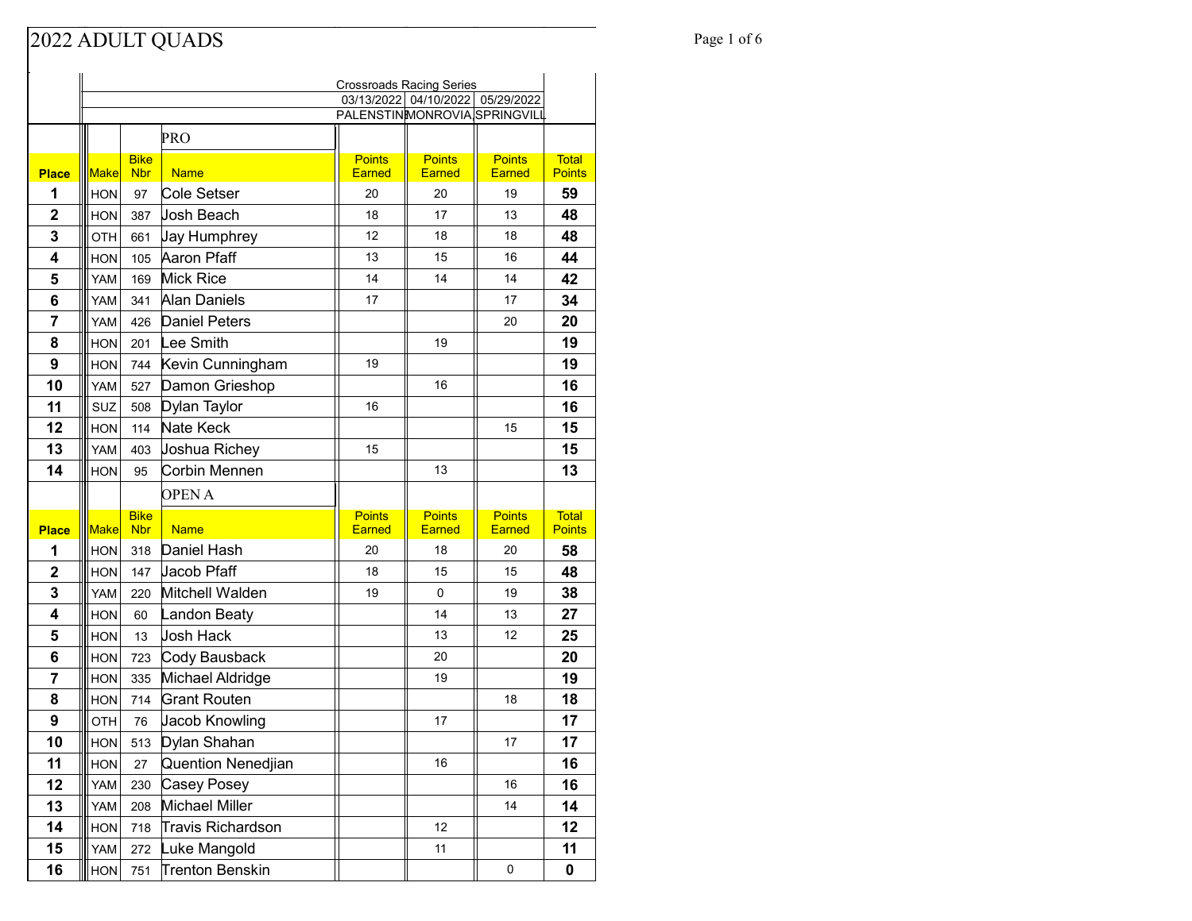# 2022 ADULT QUADS

Crossroads Racing Series

| | | | | 03/13/2022 | 04/10/2022 | 05/29/2022 | |
|---|---|---|---|---|---|---|---|
| | | | | PALENSTIN | MONROVIA | SPRINGVILL | |
| | | | **PRO** | | | | |
| **Place** | **Make** | **Bike Nbr** | **Name** | **Points Earned** | **Points Earned** | **Points Earned** | **Total Points** |
| **1** | HON | 97 | Cole Setser | 20 | 20 | 19 | **59** |
| **2** | HON | 387 | Josh Beach | 18 | 17 | 13 | **48** |
| **3** | OTH | 661 | Jay Humphrey | 12 | 18 | 18 | **48** |
| **4** | HON | 105 | Aaron Pfaff | 13 | 15 | 16 | **44** |
| **5** | YAM | 169 | Mick Rice | 14 | 14 | 14 | **42** |
| **6** | YAM | 341 | Alan Daniels | 17 | | 17 | **34** |
| **7** | YAM | 426 | Daniel Peters | | | 20 | **20** |
| **8** | HON | 201 | Lee Smith | | 19 | | **19** |
| **9** | HON | 744 | Kevin Cunningham | 19 | | | **19** |
| **10** | YAM | 527 | Damon Grieshop | | 16 | | **16** |
| **11** | SUZ | 508 | Dylan Taylor | 16 | | | **16** |
| **12** | HON | 114 | Nate Keck | | | 15 | **15** |
| **13** | YAM | 403 | Joshua Richey | 15 | | | **15** |
| **14** | HON | 95 | Corbin Mennen | | 13 | | **13** |
| | | | **OPEN A** | | | | |
| **Place** | **Make** | **Bike Nbr** | **Name** | **Points Earned** | **Points Earned** | **Points Earned** | **Total Points** |
| **1** | HON | 318 | Daniel Hash | 20 | 18 | 20 | **58** |
| **2** | HON | 147 | Jacob Pfaff | 18 | 15 | 15 | **48** |
| **3** | YAM | 220 | Mitchell Walden | 19 | 0 | 19 | **38** |
| **4** | HON | 60 | Landon Beaty | | 14 | 13 | **27** |
| **5** | HON | 13 | Josh Hack | | 13 | 12 | **25** |
| **6** | HON | 723 | Cody Bausback | | 20 | | **20** |
| **7** | HON | 335 | Michael Aldridge | | 19 | | **19** |
| **8** | HON | 714 | Grant Routen | | | 18 | **18** |
| **9** | OTH | 76 | Jacob Knowling | | 17 | | **17** |
| **10** | HON | 513 | Dylan Shahan | | | 17 | **17** |
| **11** | HON | 27 | Quention Nenedjian | | 16 | | **16** |
| **12** | YAM | 230 | Casey Posey | | | 16 | **16** |
| **13** | YAM | 208 | Michael Miller | | | 14 | **14** |
| **14** | HON | 718 | Travis Richardson | | 12 | | **12** |
| **15** | YAM | 272 | Luke Mangold | | 11 | | **11** |
| **16** | HON | 751 | Trenton Benskin | | | 0 | **0** |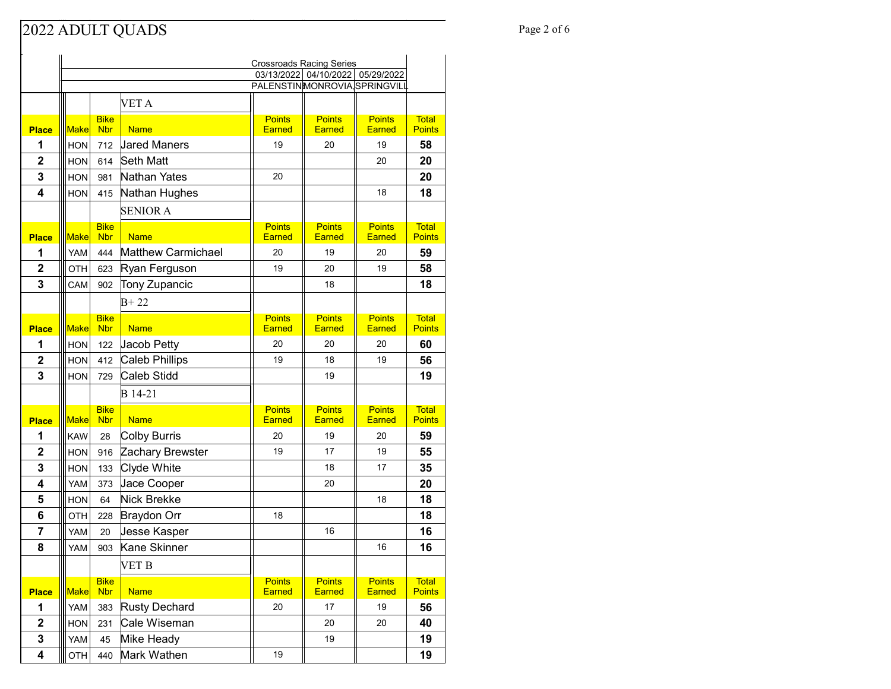# 2022 ADULT QUADS

Crossroads Racing Series

| | | | | 03/13/2022 | 04/10/2022 | 05/29/2022 | |
|---|---|---|---|---|---|---|---|
| | | | | PALENSTIN | MONROVIA | SPRINGVILL | |
| | | | **VET A** | | | | |
| **Place** | **Make** | **Bike Nbr** | **Name** | **Points Earned** | **Points Earned** | **Points Earned** | **Total Points** |
| 1 | HON | 712 | Jared Maners | 19 | 20 | 19 | **58** |
| 2 | HON | 614 | Seth Matt | | | 20 | **20** |
| 3 | HON | 981 | Nathan Yates | 20 | | | **20** |
| 4 | HON | 415 | Nathan Hughes | | | 18 | **18** |
| | | | **SENIOR A** | | | | |
| **Place** | **Make** | **Bike Nbr** | **Name** | **Points Earned** | **Points Earned** | **Points Earned** | **Total Points** |
| 1 | YAM | 444 | Matthew Carmichael | 20 | 19 | 20 | **59** |
| 2 | OTH | 623 | Ryan Ferguson | 19 | 20 | 19 | **58** |
| 3 | CAM | 902 | Tony Zupancic | | 18 | | **18** |
| | | | **B+ 22** | | | | |
| **Place** | **Make** | **Bike Nbr** | **Name** | **Points Earned** | **Points Earned** | **Points Earned** | **Total Points** |
| 1 | HON | 122 | Jacob Petty | 20 | 20 | 20 | **60** |
| 2 | HON | 412 | Caleb Phillips | 19 | 18 | 19 | **56** |
| 3 | HON | 729 | Caleb Stidd | | 19 | | **19** |
| | | | **B 14-21** | | | | |
| **Place** | **Make** | **Bike Nbr** | **Name** | **Points Earned** | **Points Earned** | **Points Earned** | **Total Points** |
| 1 | KAW | 28 | Colby Burris | 20 | 19 | 20 | **59** |
| 2 | HON | 916 | Zachary Brewster | 19 | 17 | 19 | **55** |
| 3 | HON | 133 | Clyde White | | 18 | 17 | **35** |
| 4 | YAM | 373 | Jace Cooper | | 20 | | **20** |
| 5 | HON | 64 | Nick Brekke | | | 18 | **18** |
| 6 | OTH | 228 | Braydon Orr | 18 | | | **18** |
| 7 | YAM | 20 | Jesse Kasper | | 16 | | **16** |
| 8 | YAM | 903 | Kane Skinner | | | 16 | **16** |
| | | | **VET B** | | | | |
| **Place** | **Make** | **Bike Nbr** | **Name** | **Points Earned** | **Points Earned** | **Points Earned** | **Total Points** |
| 1 | YAM | 383 | Rusty Dechard | 20 | 17 | 19 | **56** |
| 2 | HON | 231 | Cale Wiseman | | 20 | 20 | **40** |
| 3 | YAM | 45 | Mike Heady | | 19 | | **19** |
| 4 | OTH | 440 | Mark Wathen | 19 | | | **19** |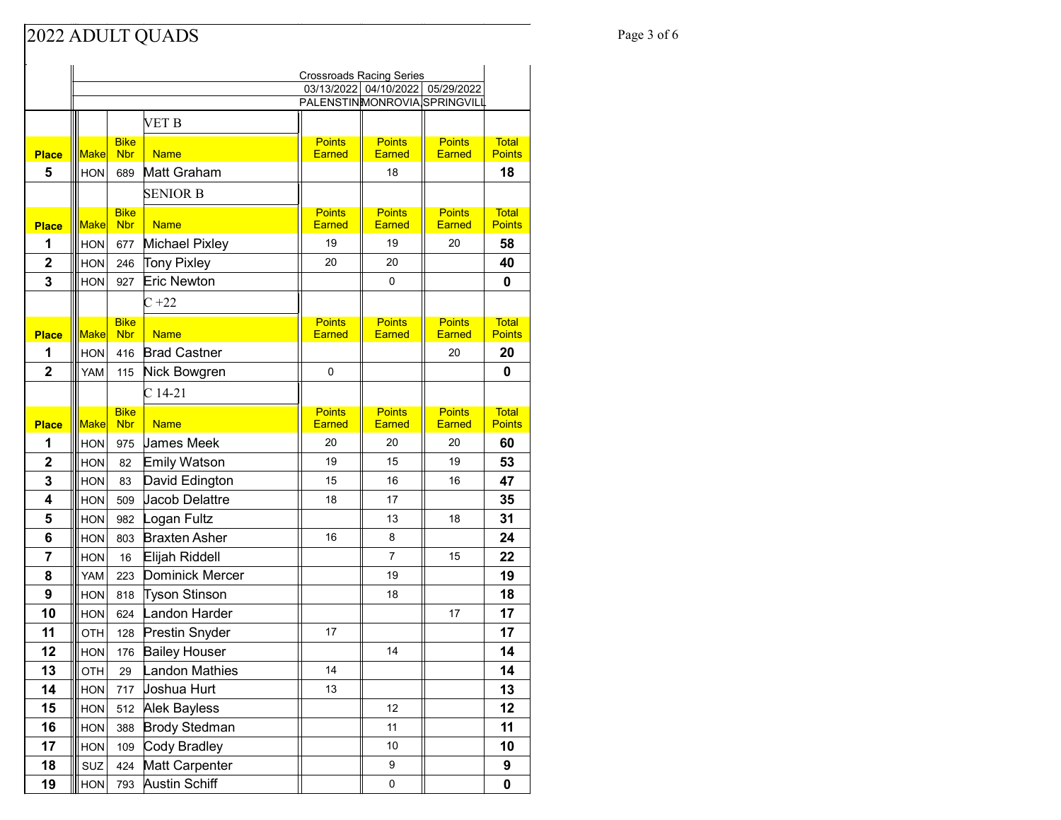# 2022 ADULT QUADS

| | | | | Crossroads Racing Series | | | |
|---|---|---|---|---|---|---|---|
| | | | | 03/13/2022 | 04/10/2022 | 05/29/2022 | |
| | | | | PALENSTIN | MONROVIA | SPRINGVILL | |
| | | | **VET B** | | | | |
| **Place** | **Make** | **Bike Nbr** | **Name** | **Points Earned** | **Points Earned** | **Points Earned** | **Total Points** |
| **5** | HON | 689 | Matt Graham | | 18 | | **18** |
| | | | **SENIOR B** | | | | |
| **Place** | **Make** | **Bike Nbr** | **Name** | **Points Earned** | **Points Earned** | **Points Earned** | **Total Points** |
| **1** | HON | 677 | Michael Pixley | 19 | 19 | 20 | **58** |
| **2** | HON | 246 | Tony Pixley | 20 | 20 | | **40** |
| **3** | HON | 927 | Eric Newton | | 0 | | **0** |
| | | | **C +22** | | | | |
| **Place** | **Make** | **Bike Nbr** | **Name** | **Points Earned** | **Points Earned** | **Points Earned** | **Total Points** |
| **1** | HON | 416 | Brad Castner | | | 20 | **20** |
| **2** | YAM | 115 | Nick Bowgren | 0 | | | **0** |
| | | | **C 14-21** | | | | |
| **Place** | **Make** | **Bike Nbr** | **Name** | **Points Earned** | **Points Earned** | **Points Earned** | **Total Points** |
| **1** | HON | 975 | James Meek | 20 | 20 | 20 | **60** |
| **2** | HON | 82 | Emily Watson | 19 | 15 | 19 | **53** |
| **3** | HON | 83 | David Edington | 15 | 16 | 16 | **47** |
| **4** | HON | 509 | Jacob Delattre | 18 | 17 | | **35** |
| **5** | HON | 982 | Logan Fultz | | 13 | 18 | **31** |
| **6** | HON | 803 | Braxten Asher | 16 | 8 | | **24** |
| **7** | HON | 16 | Elijah Riddell | | 7 | 15 | **22** |
| **8** | YAM | 223 | Dominick Mercer | | 19 | | **19** |
| **9** | HON | 818 | Tyson Stinson | | 18 | | **18** |
| **10** | HON | 624 | Landon Harder | | | 17 | **17** |
| **11** | OTH | 128 | Prestin Snyder | 17 | | | **17** |
| **12** | HON | 176 | Bailey Houser | | 14 | | **14** |
| **13** | OTH | 29 | Landon Mathies | 14 | | | **14** |
| **14** | HON | 717 | Joshua Hurt | 13 | | | **13** |
| **15** | HON | 512 | Alek Bayless | | 12 | | **12** |
| **16** | HON | 388 | Brody Stedman | | 11 | | **11** |
| **17** | HON | 109 | Cody Bradley | | 10 | | **10** |
| **18** | SUZ | 424 | Matt Carpenter | | 9 | | **9** |
| **19** | HON | 793 | Austin Schiff | | 0 | | **0** |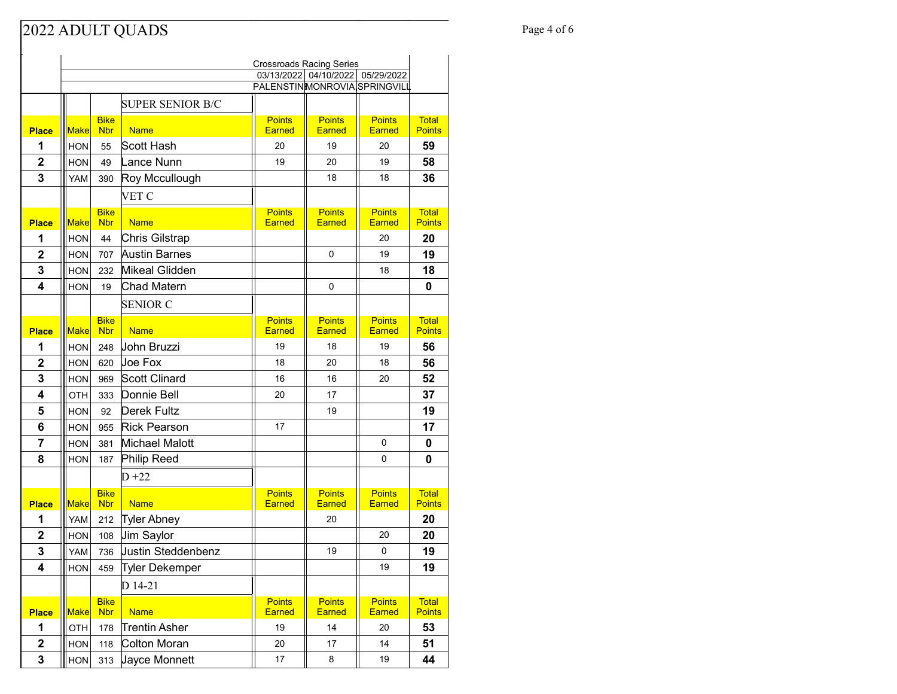# 2022 ADULT QUADS

Crossroads Racing Series

| | | | | 03/13/2022 PALENSTINE | 04/10/2022 MONROVIA | 05/29/2022 SPRINGVILL | |
|---|---|---|---|---|---|---|---|
| | | | **SUPER SENIOR B/C** | | | | |
| **Place** | **Make** | **Bike Nbr** | **Name** | **Points Earned** | **Points Earned** | **Points Earned** | **Total Points** |
| **1** | HON | 55 | Scott Hash | 20 | 19 | 20 | **59** |
| **2** | HON | 49 | Lance Nunn | 19 | 20 | 19 | **58** |
| **3** | YAM | 390 | Roy Mccullough | | 18 | 18 | **36** |
| | | | **VET C** | | | | |
| **Place** | **Make** | **Bike Nbr** | **Name** | **Points Earned** | **Points Earned** | **Points Earned** | **Total Points** |
| **1** | HON | 44 | Chris Gilstrap | | | 20 | **20** |
| **2** | HON | 707 | Austin Barnes | | 0 | 19 | **19** |
| **3** | HON | 232 | Mikeal Glidden | | | 18 | **18** |
| **4** | HON | 19 | Chad Matern | | 0 | | **0** |
| | | | **SENIOR C** | | | | |
| **Place** | **Make** | **Bike Nbr** | **Name** | **Points Earned** | **Points Earned** | **Points Earned** | **Total Points** |
| **1** | HON | 248 | John Bruzzi | 19 | 18 | 19 | **56** |
| **2** | HON | 620 | Joe Fox | 18 | 20 | 18 | **56** |
| **3** | HON | 969 | Scott Clinard | 16 | 16 | 20 | **52** |
| **4** | OTH | 333 | Donnie Bell | 20 | 17 | | **37** |
| **5** | HON | 92 | Derek Fultz | | 19 | | **19** |
| **6** | HON | 955 | Rick Pearson | 17 | | | **17** |
| **7** | HON | 381 | Michael Malott | | | 0 | **0** |
| **8** | HON | 187 | Philip Reed | | | 0 | **0** |
| | | | **D +22** | | | | |
| **Place** | **Make** | **Bike Nbr** | **Name** | **Points Earned** | **Points Earned** | **Points Earned** | **Total Points** |
| **1** | YAM | 212 | Tyler Abney | | 20 | | **20** |
| **2** | HON | 108 | Jim Saylor | | | 20 | **20** |
| **3** | YAM | 736 | Justin Steddenbenz | | 19 | 0 | **19** |
| **4** | HON | 459 | Tyler Dekemper | | | 19 | **19** |
| | | | **D 14-21** | | | | |
| **Place** | **Make** | **Bike Nbr** | **Name** | **Points Earned** | **Points Earned** | **Points Earned** | **Total Points** |
| **1** | OTH | 178 | Trentin Asher | 19 | 14 | 20 | **53** |
| **2** | HON | 118 | Colton Moran | 20 | 17 | 14 | **51** |
| **3** | HON | 313 | Jayce Monnett | 17 | 8 | 19 | **44** |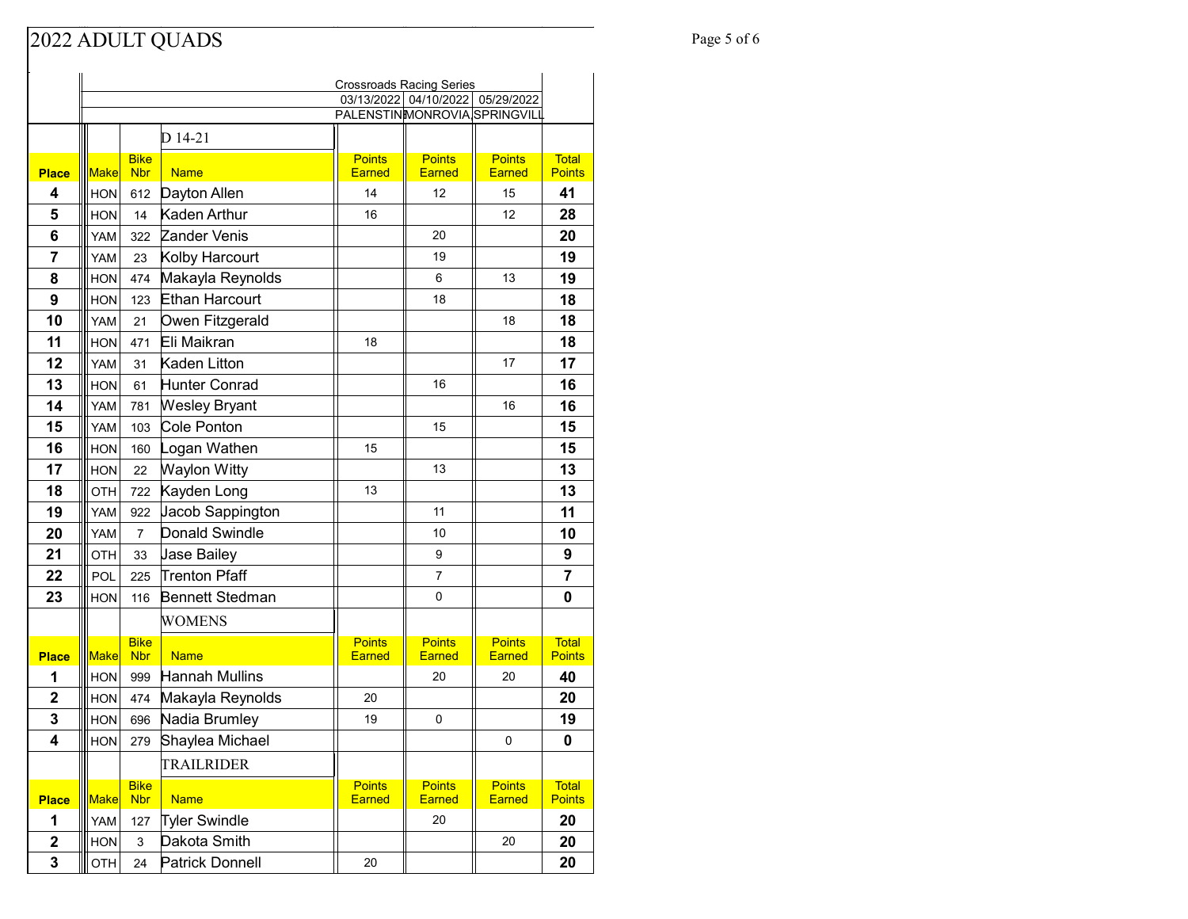# 2022 ADULT QUADS

Crossroads Racing Series

| | | | | 03/13/2022 | 04/10/2022 | 05/29/2022 | |
|---|---|---|---|---|---|---|---|
| | | | | PALENSTIN | MONROVIA | SPRINGVILL | |
| | | | **D 14-21** | | | | |
| **Place** | **Make** | **Bike Nbr** | **Name** | **Points Earned** | **Points Earned** | **Points Earned** | **Total Points** |
| **4** | HON | 612 | Dayton Allen | 14 | 12 | 15 | **41** |
| **5** | HON | 14 | Kaden Arthur | 16 | | 12 | **28** |
| **6** | YAM | 322 | Zander Venis | | 20 | | **20** |
| **7** | YAM | 23 | Kolby Harcourt | | 19 | | **19** |
| **8** | HON | 474 | Makayla Reynolds | | 6 | 13 | **19** |
| **9** | HON | 123 | Ethan Harcourt | | 18 | | **18** |
| **10** | YAM | 21 | Owen Fitzgerald | | | 18 | **18** |
| **11** | HON | 471 | Eli Maikran | 18 | | | **18** |
| **12** | YAM | 31 | Kaden Litton | | | 17 | **17** |
| **13** | HON | 61 | Hunter Conrad | | 16 | | **16** |
| **14** | YAM | 781 | Wesley Bryant | | | 16 | **16** |
| **15** | YAM | 103 | Cole Ponton | | 15 | | **15** |
| **16** | HON | 160 | Logan Wathen | 15 | | | **15** |
| **17** | HON | 22 | Waylon Witty | | 13 | | **13** |
| **18** | OTH | 722 | Kayden Long | 13 | | | **13** |
| **19** | YAM | 922 | Jacob Sappington | | 11 | | **11** |
| **20** | YAM | 7 | Donald Swindle | | 10 | | **10** |
| **21** | OTH | 33 | Jase Bailey | | 9 | | **9** |
| **22** | POL | 225 | Trenton Pfaff | | 7 | | **7** |
| **23** | HON | 116 | Bennett Stedman | | 0 | | **0** |
| | | | **WOMENS** | | | | |
| **Place** | **Make** | **Bike Nbr** | **Name** | **Points Earned** | **Points Earned** | **Points Earned** | **Total Points** |
| **1** | HON | 999 | Hannah Mullins | | 20 | 20 | **40** |
| **2** | HON | 474 | Makayla Reynolds | 20 | | | **20** |
| **3** | HON | 696 | Nadia Brumley | 19 | 0 | | **19** |
| **4** | HON | 279 | Shaylea Michael | | | 0 | **0** |
| | | | **TRAILRIDER** | | | | |
| **Place** | **Make** | **Bike Nbr** | **Name** | **Points Earned** | **Points Earned** | **Points Earned** | **Total Points** |
| **1** | YAM | 127 | Tyler Swindle | | 20 | | **20** |
| **2** | HON | 3 | Dakota Smith | | | 20 | **20** |
| **3** | OTH | 24 | Patrick Donnell | 20 | | | **20** |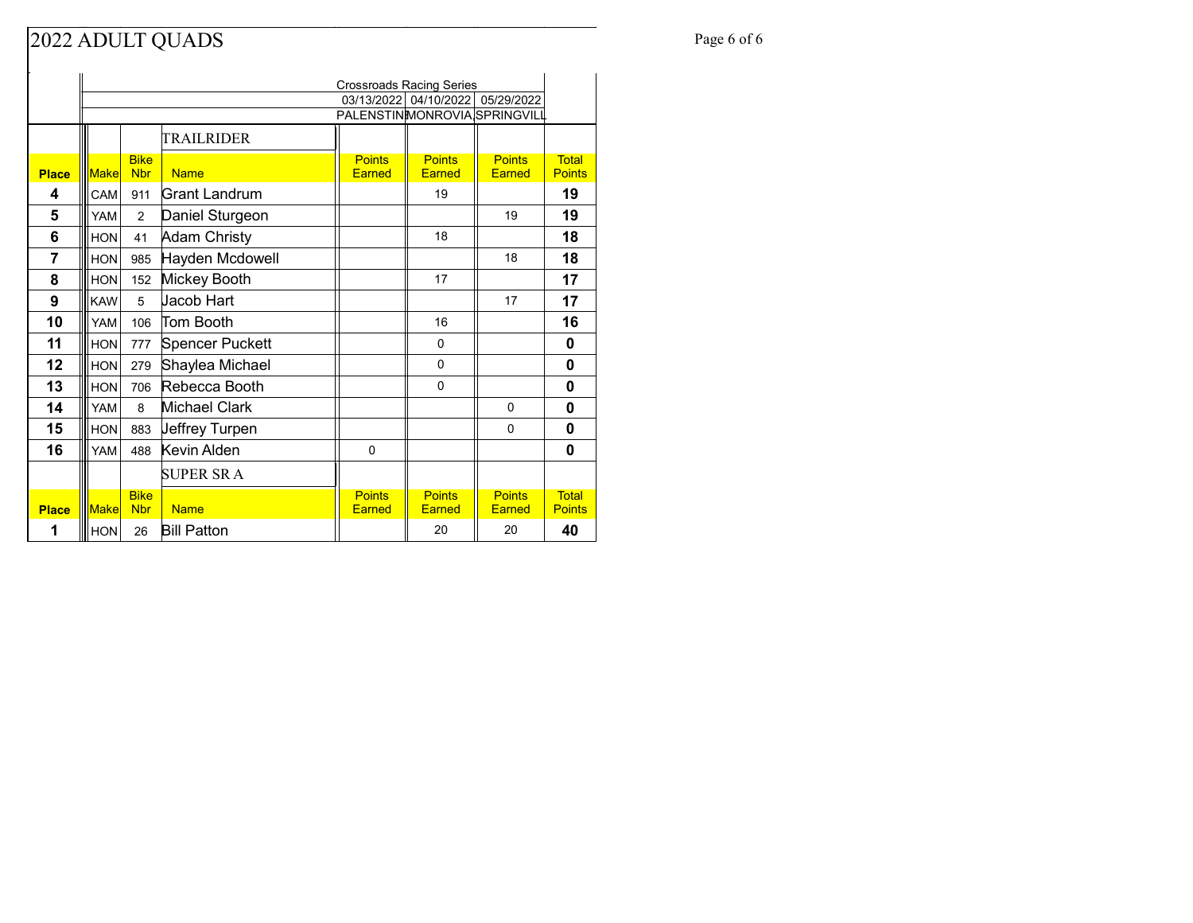# 2022 ADULT QUADS

| | | | | Crossroads Racing Series | | | |
|---|---|---|---|---|---|---|---|
| | | | | 03/13/2022 | 04/10/2022 | 05/29/2022 | |
| | | | | PALENSTIN | MONROVIA | SPRINGVILL | |
| | | | TRAILRIDER | | | | |
| **Place** | Make | Bike Nbr | Name | Points Earned | Points Earned | Points Earned | Total Points |
| **4** | CAM | 911 | Grant Landrum | | 19 | | **19** |
| **5** | YAM | 2 | Daniel Sturgeon | | | 19 | **19** |
| **6** | HON | 41 | Adam Christy | | 18 | | **18** |
| **7** | HON | 985 | Hayden Mcdowell | | | 18 | **18** |
| **8** | HON | 152 | Mickey Booth | | 17 | | **17** |
| **9** | KAW | 5 | Jacob Hart | | | 17 | **17** |
| **10** | YAM | 106 | Tom Booth | | 16 | | **16** |
| **11** | HON | 777 | Spencer Puckett | | 0 | | **0** |
| **12** | HON | 279 | Shaylea Michael | | 0 | | **0** |
| **13** | HON | 706 | Rebecca Booth | | 0 | | **0** |
| **14** | YAM | 8 | Michael Clark | | | 0 | **0** |
| **15** | HON | 883 | Jeffrey Turpen | | | 0 | **0** |
| **16** | YAM | 488 | Kevin Alden | 0 | | | **0** |
| | | | SUPER SR A | | | | |
| **Place** | Make | Bike Nbr | Name | Points Earned | Points Earned | Points Earned | Total Points |
| **1** | HON | 26 | Bill Patton | | 20 | 20 | **40** |